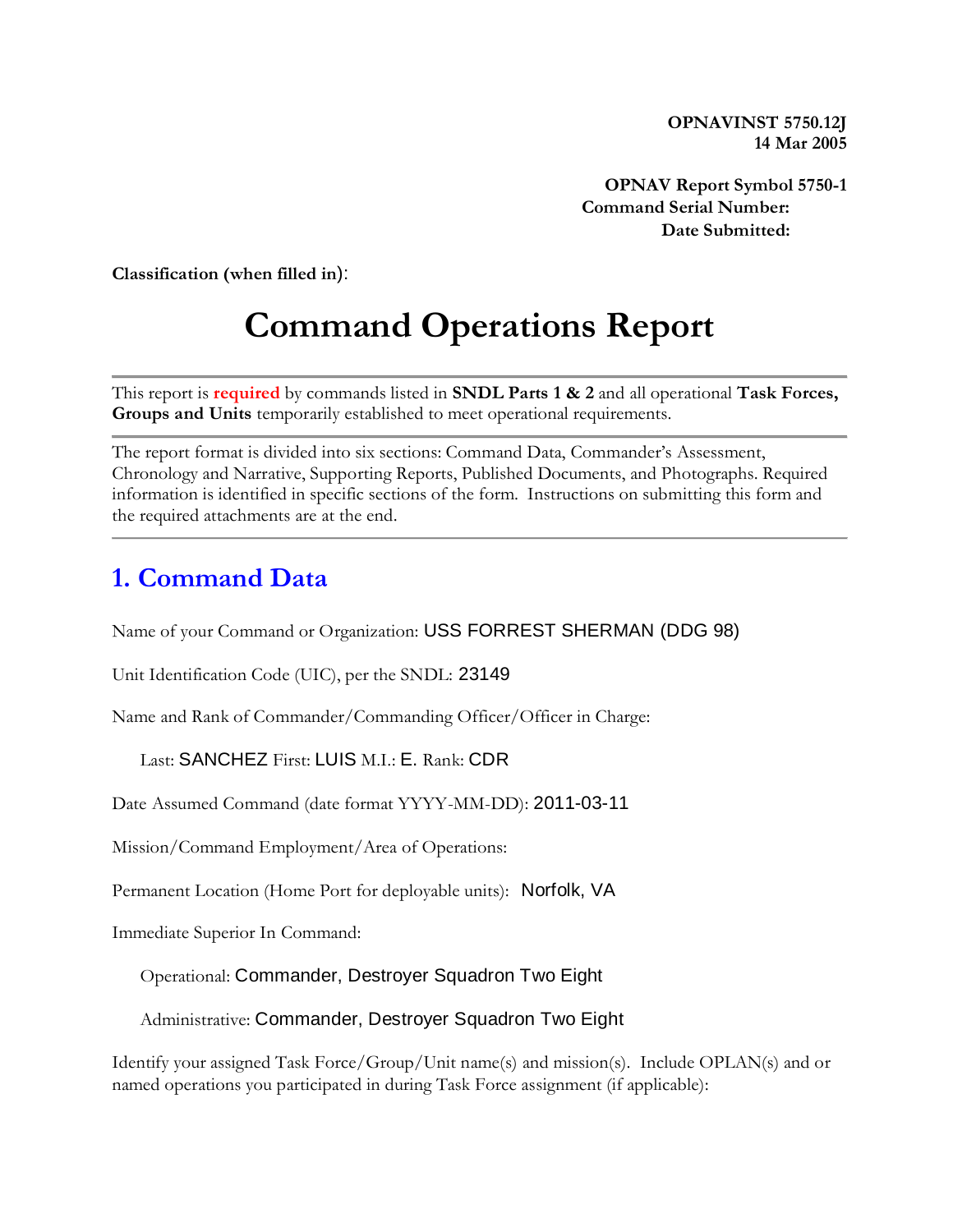**OPNAVINST 5750.12J**
**14 Mar 2005**

**OPNAV Report Symbol 5750-1**
**Command Serial Number:**
**Date Submitted:**

**Classification (when filled in)**:

# Command Operations Report

---

This report is **required** by commands listed in **SNDL Parts 1 & 2** and all operational **Task Forces, Groups and Units** temporarily established to meet operational requirements.

---

The report format is divided into six sections: Command Data, Commander's Assessment, Chronology and Narrative, Supporting Reports, Published Documents, and Photographs. Required information is identified in specific sections of the form. Instructions on submitting this form and the required attachments are at the end.

---

## 1. Command Data

Name of your Command or Organization: USS FORREST SHERMAN (DDG 98)

Unit Identification Code (UIC), per the SNDL: 23149

Name and Rank of Commander/Commanding Officer/Officer in Charge:

Last: SANCHEZ First: LUIS M.I.: E. Rank: CDR

Date Assumed Command (date format YYYY-MM-DD): 2011-03-11

Mission/Command Employment/Area of Operations:

Permanent Location (Home Port for deployable units): Norfolk, VA

Immediate Superior In Command:

Operational: Commander, Destroyer Squadron Two Eight

Administrative: Commander, Destroyer Squadron Two Eight

Identify your assigned Task Force/Group/Unit name(s) and mission(s). Include OPLAN(s) and or named operations you participated in during Task Force assignment (if applicable):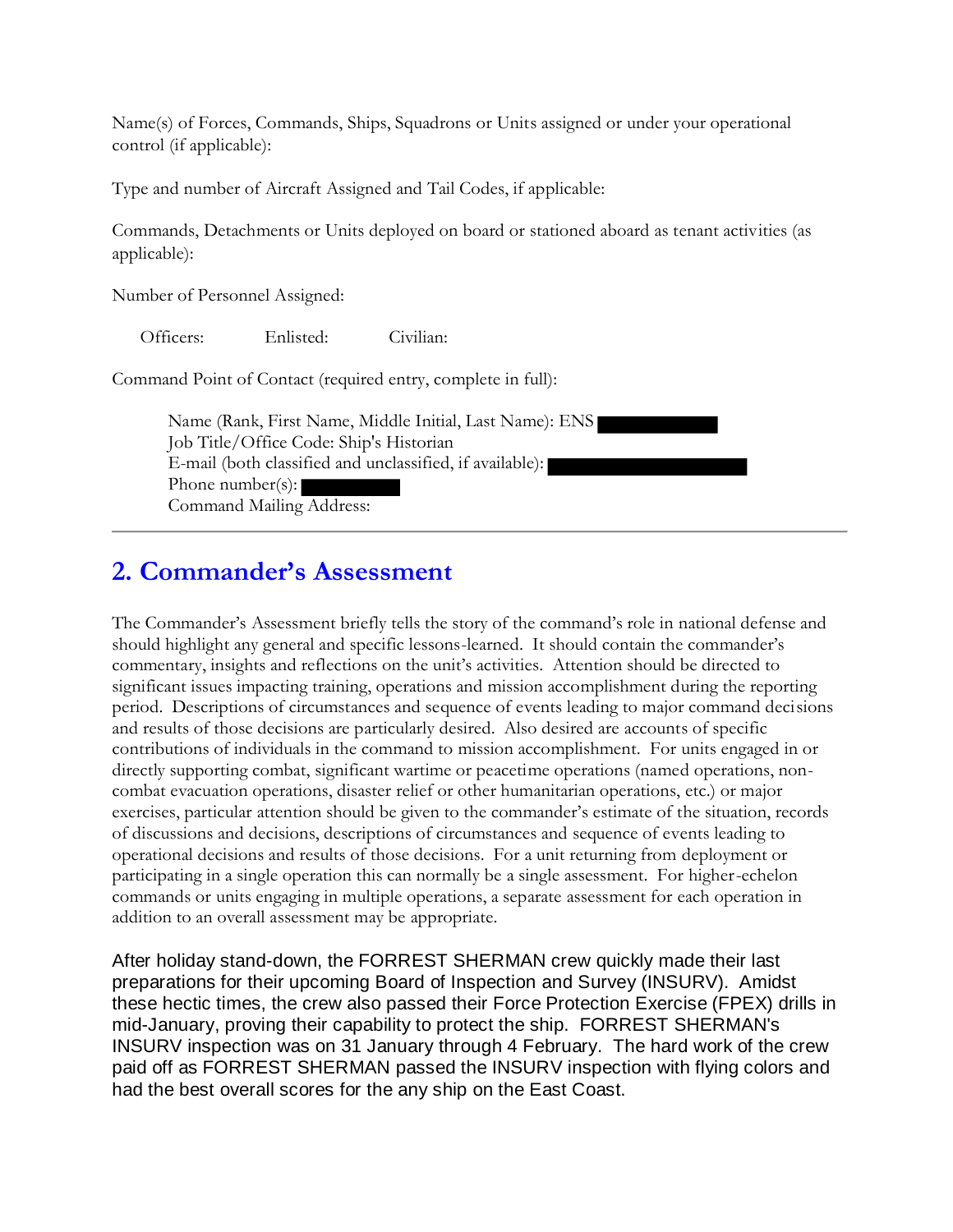Name(s) of Forces, Commands, Ships, Squadrons or Units assigned or under your operational control (if applicable):

Type and number of Aircraft Assigned and Tail Codes, if applicable:

Commands, Detachments or Units deployed on board or stationed aboard as tenant activities (as applicable):

Number of Personnel Assigned:

Officers: Enlisted: Civilian:

Command Point of Contact (required entry, complete in full):

Name (Rank, First Name, Middle Initial, Last Name): ENS
Job Title/Office Code: Ship's Historian
E-mail (both classified and unclassified, if available):
Phone number(s):
Command Mailing Address:

---

## 2. Commander's Assessment

The Commander's Assessment briefly tells the story of the command's role in national defense and should highlight any general and specific lessons-learned. It should contain the commander's commentary, insights and reflections on the unit's activities. Attention should be directed to significant issues impacting training, operations and mission accomplishment during the reporting period. Descriptions of circumstances and sequence of events leading to major command decisions and results of those decisions are particularly desired. Also desired are accounts of specific contributions of individuals in the command to mission accomplishment. For units engaged in or directly supporting combat, significant wartime or peacetime operations (named operations, non-combat evacuation operations, disaster relief or other humanitarian operations, etc.) or major exercises, particular attention should be given to the commander's estimate of the situation, records of discussions and decisions, descriptions of circumstances and sequence of events leading to operational decisions and results of those decisions. For a unit returning from deployment or participating in a single operation this can normally be a single assessment. For higher-echelon commands or units engaging in multiple operations, a separate assessment for each operation in addition to an overall assessment may be appropriate.

After holiday stand-down, the FORREST SHERMAN crew quickly made their last preparations for their upcoming Board of Inspection and Survey (INSURV). Amidst these hectic times, the crew also passed their Force Protection Exercise (FPEX) drills in mid-January, proving their capability to protect the ship. FORREST SHERMAN's INSURV inspection was on 31 January through 4 February. The hard work of the crew paid off as FORREST SHERMAN passed the INSURV inspection with flying colors and had the best overall scores for the any ship on the East Coast.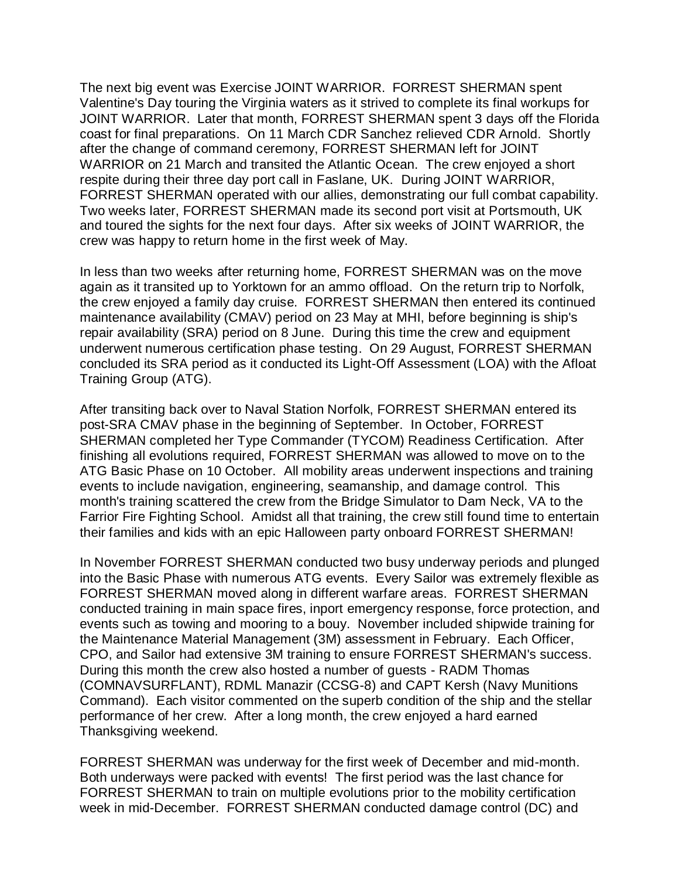The next big event was Exercise JOINT WARRIOR. FORREST SHERMAN spent Valentine's Day touring the Virginia waters as it strived to complete its final workups for JOINT WARRIOR. Later that month, FORREST SHERMAN spent 3 days off the Florida coast for final preparations. On 11 March CDR Sanchez relieved CDR Arnold. Shortly after the change of command ceremony, FORREST SHERMAN left for JOINT WARRIOR on 21 March and transited the Atlantic Ocean. The crew enjoyed a short respite during their three day port call in Faslane, UK. During JOINT WARRIOR, FORREST SHERMAN operated with our allies, demonstrating our full combat capability. Two weeks later, FORREST SHERMAN made its second port visit at Portsmouth, UK and toured the sights for the next four days. After six weeks of JOINT WARRIOR, the crew was happy to return home in the first week of May.

In less than two weeks after returning home, FORREST SHERMAN was on the move again as it transited up to Yorktown for an ammo offload. On the return trip to Norfolk, the crew enjoyed a family day cruise. FORREST SHERMAN then entered its continued maintenance availability (CMAV) period on 23 May at MHI, before beginning is ship's repair availability (SRA) period on 8 June. During this time the crew and equipment underwent numerous certification phase testing. On 29 August, FORREST SHERMAN concluded its SRA period as it conducted its Light-Off Assessment (LOA) with the Afloat Training Group (ATG).

After transiting back over to Naval Station Norfolk, FORREST SHERMAN entered its post-SRA CMAV phase in the beginning of September. In October, FORREST SHERMAN completed her Type Commander (TYCOM) Readiness Certification. After finishing all evolutions required, FORREST SHERMAN was allowed to move on to the ATG Basic Phase on 10 October. All mobility areas underwent inspections and training events to include navigation, engineering, seamanship, and damage control. This month's training scattered the crew from the Bridge Simulator to Dam Neck, VA to the Farrior Fire Fighting School. Amidst all that training, the crew still found time to entertain their families and kids with an epic Halloween party onboard FORREST SHERMAN!

In November FORREST SHERMAN conducted two busy underway periods and plunged into the Basic Phase with numerous ATG events. Every Sailor was extremely flexible as FORREST SHERMAN moved along in different warfare areas. FORREST SHERMAN conducted training in main space fires, inport emergency response, force protection, and events such as towing and mooring to a bouy. November included shipwide training for the Maintenance Material Management (3M) assessment in February. Each Officer, CPO, and Sailor had extensive 3M training to ensure FORREST SHERMAN's success. During this month the crew also hosted a number of guests - RADM Thomas (COMNAVSURFLANT), RDML Manazir (CCSG-8) and CAPT Kersh (Navy Munitions Command). Each visitor commented on the superb condition of the ship and the stellar performance of her crew. After a long month, the crew enjoyed a hard earned Thanksgiving weekend.

FORREST SHERMAN was underway for the first week of December and mid-month. Both underways were packed with events! The first period was the last chance for FORREST SHERMAN to train on multiple evolutions prior to the mobility certification week in mid-December. FORREST SHERMAN conducted damage control (DC) and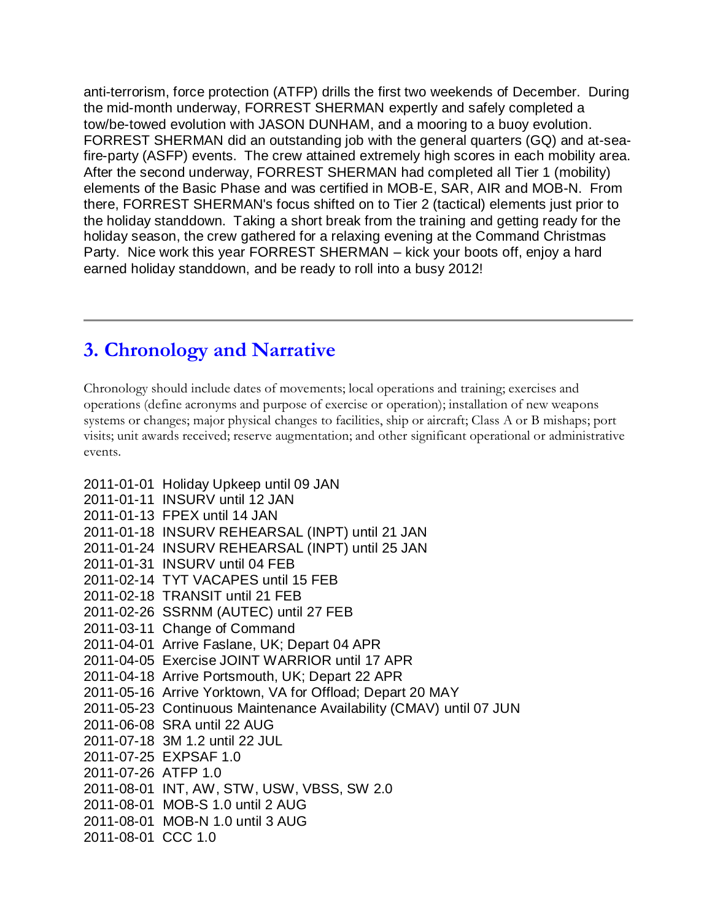anti-terrorism, force protection (ATFP) drills the first two weekends of December. During the mid-month underway, FORREST SHERMAN expertly and safely completed a tow/be-towed evolution with JASON DUNHAM, and a mooring to a buoy evolution. FORREST SHERMAN did an outstanding job with the general quarters (GQ) and at-sea-fire-party (ASFP) events. The crew attained extremely high scores in each mobility area. After the second underway, FORREST SHERMAN had completed all Tier 1 (mobility) elements of the Basic Phase and was certified in MOB-E, SAR, AIR and MOB-N. From there, FORREST SHERMAN's focus shifted on to Tier 2 (tactical) elements just prior to the holiday standdown. Taking a short break from the training and getting ready for the holiday season, the crew gathered for a relaxing evening at the Command Christmas Party. Nice work this year FORREST SHERMAN – kick your boots off, enjoy a hard earned holiday standdown, and be ready to roll into a busy 2012!

---

## 3. Chronology and Narrative

Chronology should include dates of movements; local operations and training; exercises and operations (define acronyms and purpose of exercise or operation); installation of new weapons systems or changes; major physical changes to facilities, ship or aircraft; Class A or B mishaps; port visits; unit awards received; reserve augmentation; and other significant operational or administrative events.

2011-01-01 Holiday Upkeep until 09 JAN
2011-01-11 INSURV until 12 JAN
2011-01-13 FPEX until 14 JAN
2011-01-18 INSURV REHEARSAL (INPT) until 21 JAN
2011-01-24 INSURV REHEARSAL (INPT) until 25 JAN
2011-01-31 INSURV until 04 FEB
2011-02-14 TYT VACAPES until 15 FEB
2011-02-18 TRANSIT until 21 FEB
2011-02-26 SSRNM (AUTEC) until 27 FEB
2011-03-11 Change of Command
2011-04-01 Arrive Faslane, UK; Depart 04 APR
2011-04-05 Exercise JOINT WARRIOR until 17 APR
2011-04-18 Arrive Portsmouth, UK; Depart 22 APR
2011-05-16 Arrive Yorktown, VA for Offload; Depart 20 MAY
2011-05-23 Continuous Maintenance Availability (CMAV) until 07 JUN
2011-06-08 SRA until 22 AUG
2011-07-18 3M 1.2 until 22 JUL
2011-07-25 EXPSAF 1.0
2011-07-26 ATFP 1.0
2011-08-01 INT, AW, STW, USW, VBSS, SW 2.0
2011-08-01 MOB-S 1.0 until 2 AUG
2011-08-01 MOB-N 1.0 until 3 AUG
2011-08-01 CCC 1.0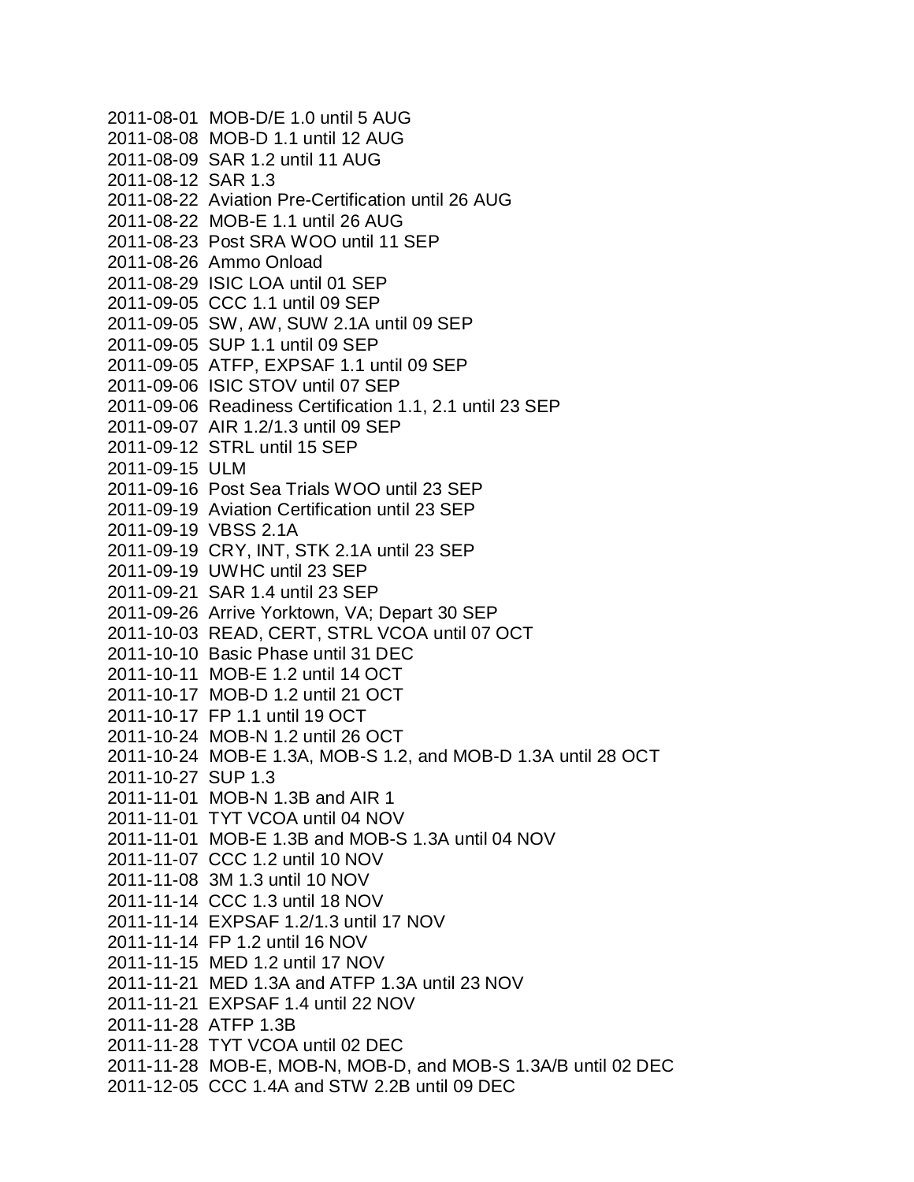2011-08-01 MOB-D/E 1.0 until 5 AUG
2011-08-08 MOB-D 1.1 until 12 AUG
2011-08-09 SAR 1.2 until 11 AUG
2011-08-12 SAR 1.3
2011-08-22 Aviation Pre-Certification until 26 AUG
2011-08-22 MOB-E 1.1 until 26 AUG
2011-08-23 Post SRA WOO until 11 SEP
2011-08-26 Ammo Onload
2011-08-29 ISIC LOA until 01 SEP
2011-09-05 CCC 1.1 until 09 SEP
2011-09-05 SW, AW, SUW 2.1A until 09 SEP
2011-09-05 SUP 1.1 until 09 SEP
2011-09-05 ATFP, EXPSAF 1.1 until 09 SEP
2011-09-06 ISIC STOV until 07 SEP
2011-09-06 Readiness Certification 1.1, 2.1 until 23 SEP
2011-09-07 AIR 1.2/1.3 until 09 SEP
2011-09-12 STRL until 15 SEP
2011-09-15 ULM
2011-09-16 Post Sea Trials WOO until 23 SEP
2011-09-19 Aviation Certification until 23 SEP
2011-09-19 VBSS 2.1A
2011-09-19 CRY, INT, STK 2.1A until 23 SEP
2011-09-19 UWHC until 23 SEP
2011-09-21 SAR 1.4 until 23 SEP
2011-09-26 Arrive Yorktown, VA; Depart 30 SEP
2011-10-03 READ, CERT, STRL VCOA until 07 OCT
2011-10-10 Basic Phase until 31 DEC
2011-10-11 MOB-E 1.2 until 14 OCT
2011-10-17 MOB-D 1.2 until 21 OCT
2011-10-17 FP 1.1 until 19 OCT
2011-10-24 MOB-N 1.2 until 26 OCT
2011-10-24 MOB-E 1.3A, MOB-S 1.2, and MOB-D 1.3A until 28 OCT
2011-10-27 SUP 1.3
2011-11-01 MOB-N 1.3B and AIR 1
2011-11-01 TYT VCOA until 04 NOV
2011-11-01 MOB-E 1.3B and MOB-S 1.3A until 04 NOV
2011-11-07 CCC 1.2 until 10 NOV
2011-11-08 3M 1.3 until 10 NOV
2011-11-14 CCC 1.3 until 18 NOV
2011-11-14 EXPSAF 1.2/1.3 until 17 NOV
2011-11-14 FP 1.2 until 16 NOV
2011-11-15 MED 1.2 until 17 NOV
2011-11-21 MED 1.3A and ATFP 1.3A until 23 NOV
2011-11-21 EXPSAF 1.4 until 22 NOV
2011-11-28 ATFP 1.3B
2011-11-28 TYT VCOA until 02 DEC
2011-11-28 MOB-E, MOB-N, MOB-D, and MOB-S 1.3A/B until 02 DEC
2011-12-05 CCC 1.4A and STW 2.2B until 09 DEC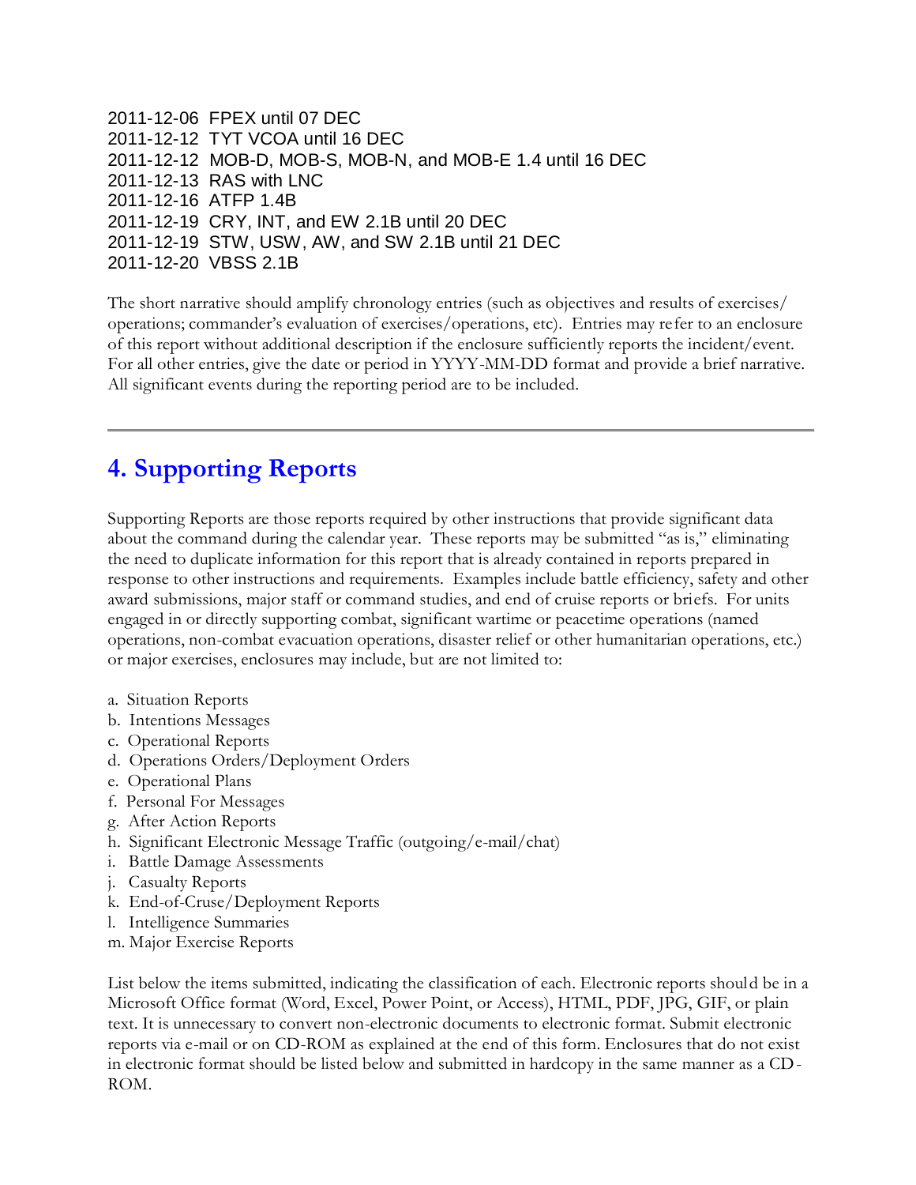2011-12-06  FPEX until 07 DEC
2011-12-12  TYT VCOA until 16 DEC
2011-12-12  MOB-D, MOB-S, MOB-N, and MOB-E 1.4 until 16 DEC
2011-12-13  RAS with LNC
2011-12-16  ATFP 1.4B
2011-12-19  CRY, INT, and EW 2.1B until 20 DEC
2011-12-19  STW, USW, AW, and SW 2.1B until 21 DEC
2011-12-20  VBSS 2.1B

The short narrative should amplify chronology entries (such as objectives and results of exercises/ operations; commander's evaluation of exercises/operations, etc). Entries may refer to an enclosure of this report without additional description if the enclosure sufficiently reports the incident/event. For all other entries, give the date or period in YYYY-MM-DD format and provide a brief narrative. All significant events during the reporting period are to be included.

---

## 4. Supporting Reports

Supporting Reports are those reports required by other instructions that provide significant data about the command during the calendar year. These reports may be submitted "as is," eliminating the need to duplicate information for this report that is already contained in reports prepared in response to other instructions and requirements. Examples include battle efficiency, safety and other award submissions, major staff or command studies, and end of cruise reports or briefs. For units engaged in or directly supporting combat, significant wartime or peacetime operations (named operations, non-combat evacuation operations, disaster relief or other humanitarian operations, etc.) or major exercises, enclosures may include, but are not limited to:

a. Situation Reports
b. Intentions Messages
c. Operational Reports
d. Operations Orders/Deployment Orders
e. Operational Plans
f. Personal For Messages
g. After Action Reports
h. Significant Electronic Message Traffic (outgoing/e-mail/chat)
i. Battle Damage Assessments
j. Casualty Reports
k. End-of-Cruse/Deployment Reports
l. Intelligence Summaries
m. Major Exercise Reports

List below the items submitted, indicating the classification of each. Electronic reports should be in a Microsoft Office format (Word, Excel, Power Point, or Access), HTML, PDF, JPG, GIF, or plain text. It is unnecessary to convert non-electronic documents to electronic format. Submit electronic reports via e-mail or on CD-ROM as explained at the end of this form. Enclosures that do not exist in electronic format should be listed below and submitted in hardcopy in the same manner as a CD-ROM.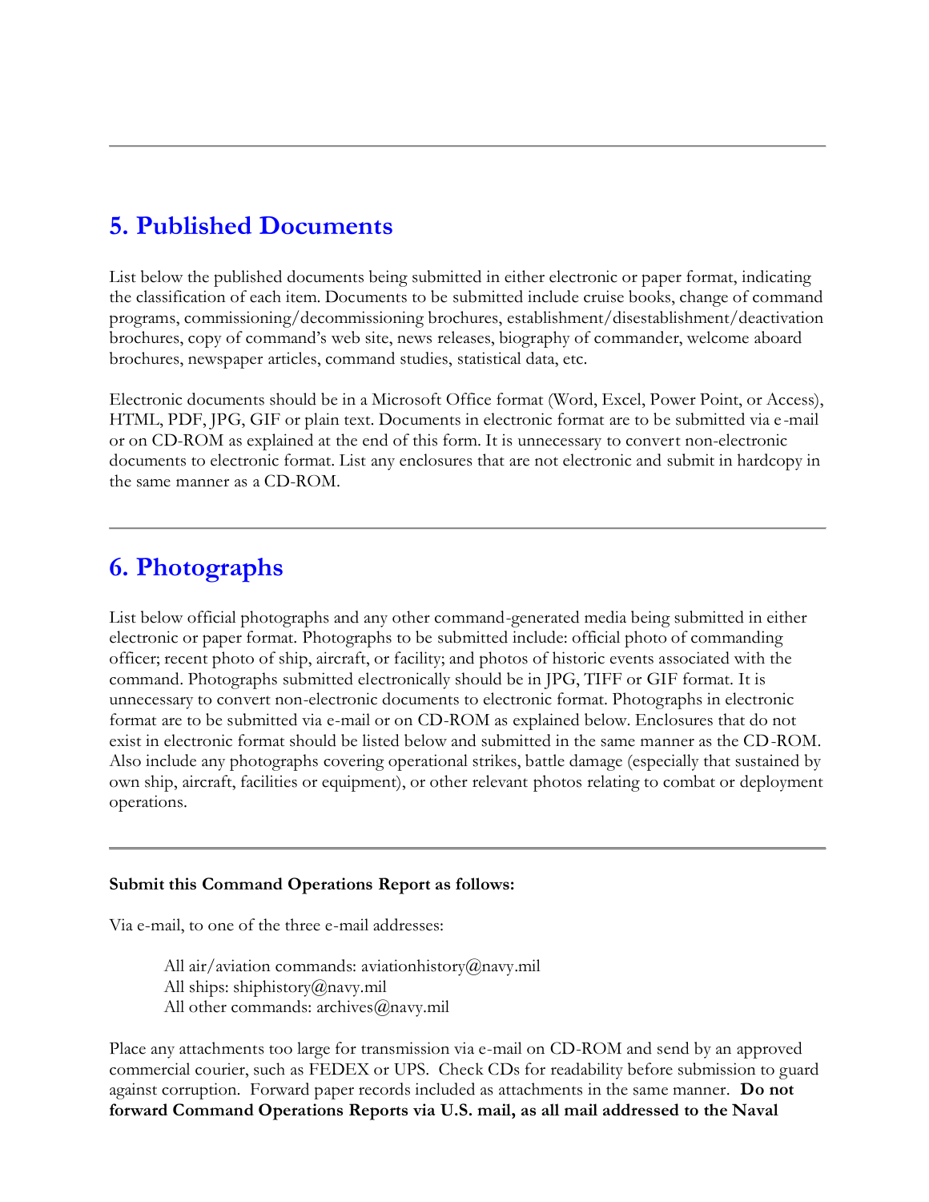---

## 5. Published Documents

List below the published documents being submitted in either electronic or paper format, indicating the classification of each item. Documents to be submitted include cruise books, change of command programs, commissioning/decommissioning brochures, establishment/disestablishment/deactivation brochures, copy of command's web site, news releases, biography of commander, welcome aboard brochures, newspaper articles, command studies, statistical data, etc.

Electronic documents should be in a Microsoft Office format (Word, Excel, Power Point, or Access), HTML, PDF, JPG, GIF or plain text. Documents in electronic format are to be submitted via e-mail or on CD-ROM as explained at the end of this form. It is unnecessary to convert non-electronic documents to electronic format. List any enclosures that are not electronic and submit in hardcopy in the same manner as a CD-ROM.

---

## 6. Photographs

List below official photographs and any other command-generated media being submitted in either electronic or paper format. Photographs to be submitted include: official photo of commanding officer; recent photo of ship, aircraft, or facility; and photos of historic events associated with the command. Photographs submitted electronically should be in JPG, TIFF or GIF format. It is unnecessary to convert non-electronic documents to electronic format. Photographs in electronic format are to be submitted via e-mail or on CD-ROM as explained below. Enclosures that do not exist in electronic format should be listed below and submitted in the same manner as the CD-ROM. Also include any photographs covering operational strikes, battle damage (especially that sustained by own ship, aircraft, facilities or equipment), or other relevant photos relating to combat or deployment operations.

---

**Submit this Command Operations Report as follows:**

Via e-mail, to one of the three e-mail addresses:

All air/aviation commands: aviationhistory@navy.mil
All ships: shiphistory@navy.mil
All other commands: archives@navy.mil

Place any attachments too large for transmission via e-mail on CD-ROM and send by an approved commercial courier, such as FEDEX or UPS. Check CDs for readability before submission to guard against corruption. Forward paper records included as attachments in the same manner. **Do not forward Command Operations Reports via U.S. mail, as all mail addressed to the Naval**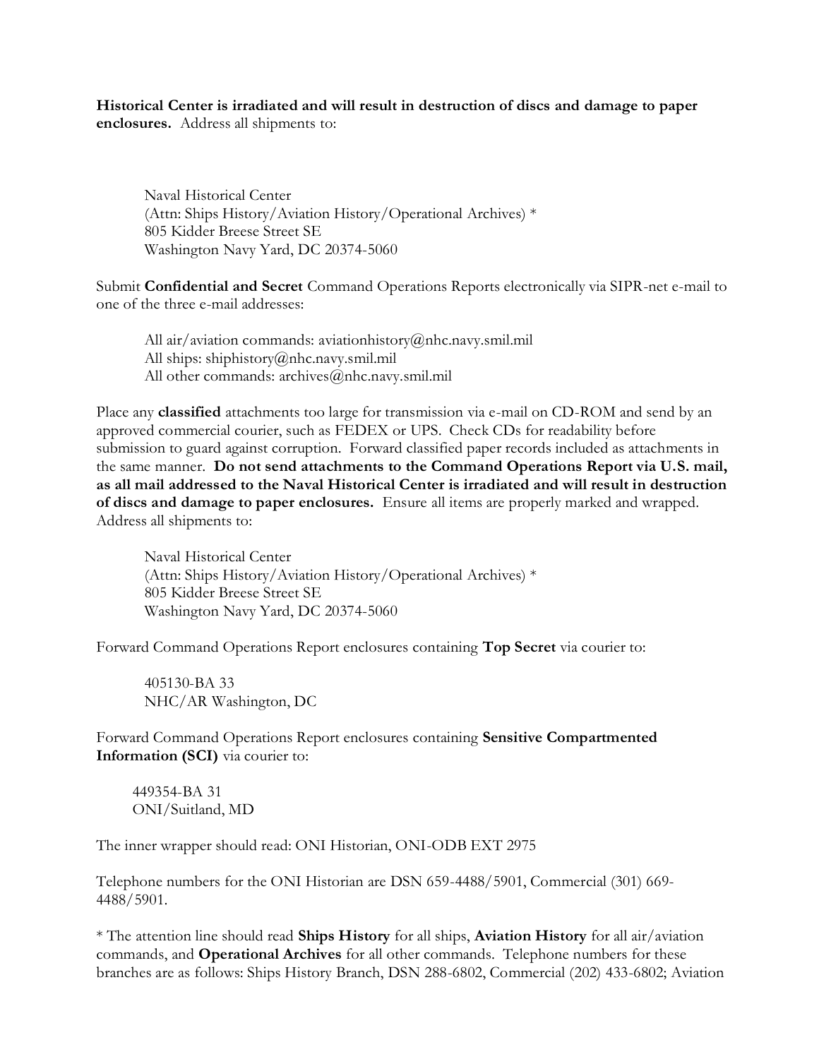**Historical Center is irradiated and will result in destruction of discs and damage to paper enclosures.** Address all shipments to:

Naval Historical Center
(Attn: Ships History/Aviation History/Operational Archives) *
805 Kidder Breese Street SE
Washington Navy Yard, DC 20374-5060

Submit **Confidential and Secret** Command Operations Reports electronically via SIPR-net e-mail to one of the three e-mail addresses:

All air/aviation commands: aviationhistory@nhc.navy.smil.mil
All ships: shiphistory@nhc.navy.smil.mil
All other commands: archives@nhc.navy.smil.mil

Place any **classified** attachments too large for transmission via e-mail on CD-ROM and send by an approved commercial courier, such as FEDEX or UPS. Check CDs for readability before submission to guard against corruption. Forward classified paper records included as attachments in the same manner. **Do not send attachments to the Command Operations Report via U.S. mail, as all mail addressed to the Naval Historical Center is irradiated and will result in destruction of discs and damage to paper enclosures.** Ensure all items are properly marked and wrapped. Address all shipments to:

Naval Historical Center
(Attn: Ships History/Aviation History/Operational Archives) *
805 Kidder Breese Street SE
Washington Navy Yard, DC 20374-5060

Forward Command Operations Report enclosures containing **Top Secret** via courier to:

405130-BA 33
NHC/AR Washington, DC

Forward Command Operations Report enclosures containing **Sensitive Compartmented Information (SCI)** via courier to:

449354-BA 31
ONI/Suitland, MD

The inner wrapper should read: ONI Historian, ONI-ODB EXT 2975

Telephone numbers for the ONI Historian are DSN 659-4488/5901, Commercial (301) 669-4488/5901.

* The attention line should read **Ships History** for all ships, **Aviation History** for all air/aviation commands, and **Operational Archives** for all other commands. Telephone numbers for these branches are as follows: Ships History Branch, DSN 288-6802, Commercial (202) 433-6802; Aviation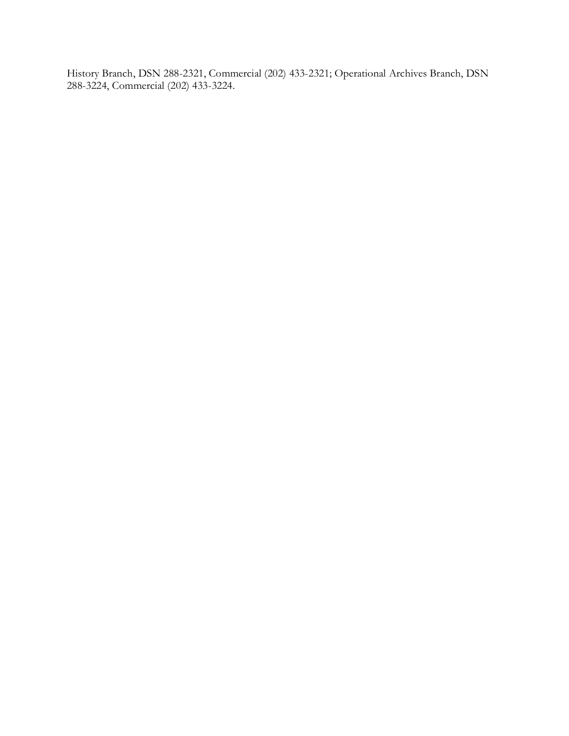History Branch, DSN 288-2321, Commercial (202) 433-2321; Operational Archives Branch, DSN 288-3224, Commercial (202) 433-3224.